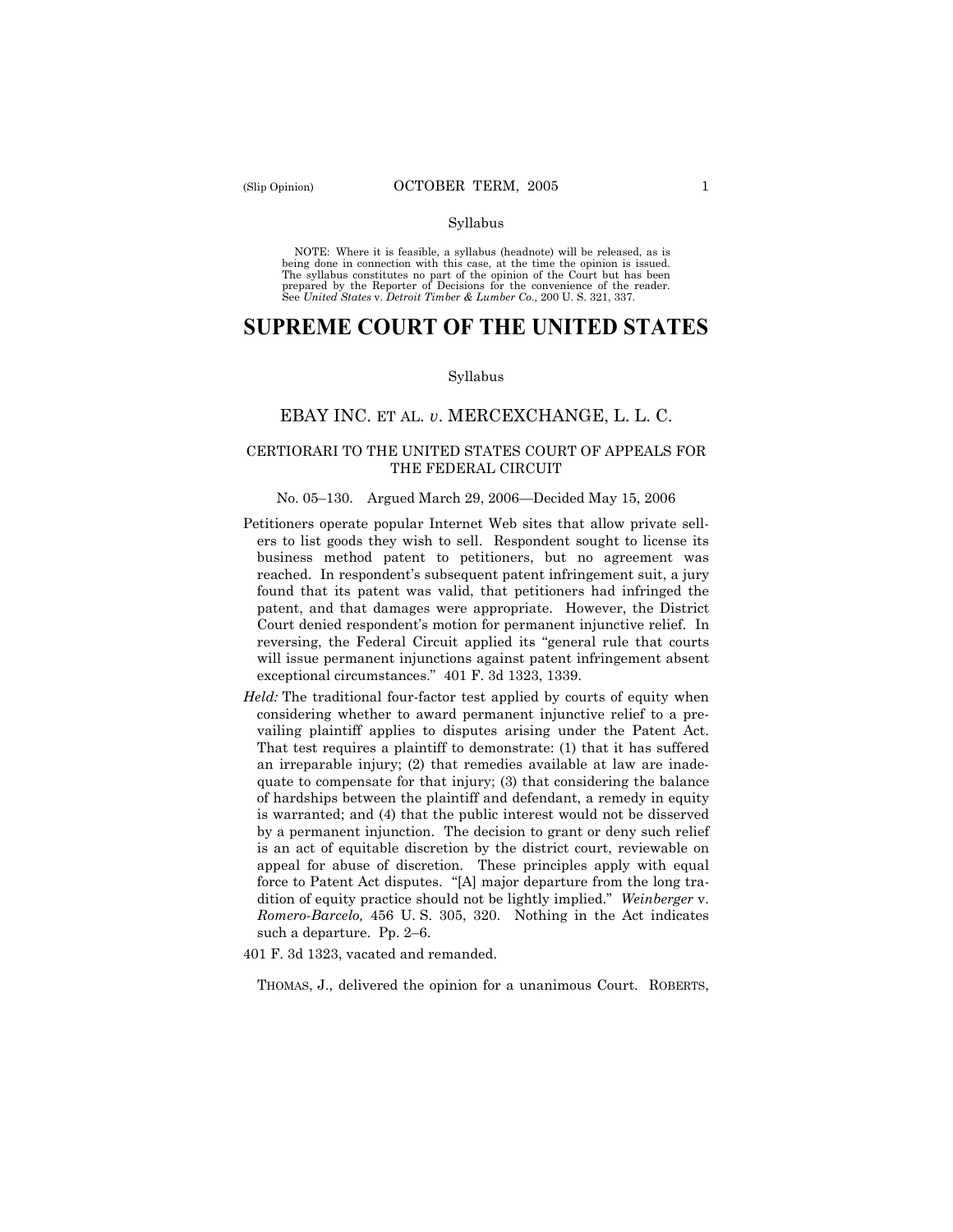Syllabus

NOTE: Where it is feasible, a syllabus (headnote) will be released, as is being done in connection with this case, at the time the opinion is issued. The syllabus constitutes no part of the opinion of the Court but has been prepared by the Reporter of Decisions for the convenience of the reader. See *United States* v. *Detroit Timber & Lumber Co.,* 200 U. S. 321, 337.

# SUPREME COURT OF THE UNITED STATES

Syllabus

## EBAY INC. ET AL. *v*. MERCEXCHANGE, L. L. C.

### CERTIORARI TO THE UNITED STATES COURT OF APPEALS FOR THE FEDERAL CIRCUIT

No. 05–130. Argued March 29, 2006—Decided May 15, 2006

Petitioners operate popular Internet Web sites that allow private sellers to list goods they wish to sell. Respondent sought to license its business method patent to petitioners, but no agreement was reached. In respondent's subsequent patent infringement suit, a jury found that its patent was valid, that petitioners had infringed the patent, and that damages were appropriate. However, the District Court denied respondent's motion for permanent injunctive relief. In reversing, the Federal Circuit applied its "general rule that courts will issue permanent injunctions against patent infringement absent exceptional circumstances." 401 F. 3d 1323, 1339.

*Held:* The traditional four-factor test applied by courts of equity when considering whether to award permanent injunctive relief to a prevailing plaintiff applies to disputes arising under the Patent Act. That test requires a plaintiff to demonstrate: (1) that it has suffered an irreparable injury; (2) that remedies available at law are inadequate to compensate for that injury; (3) that considering the balance of hardships between the plaintiff and defendant, a remedy in equity is warranted; and (4) that the public interest would not be disserved by a permanent injunction. The decision to grant or deny such relief is an act of equitable discretion by the district court, reviewable on appeal for abuse of discretion. These principles apply with equal force to Patent Act disputes. "[A] major departure from the long tradition of equity practice should not be lightly implied." *Weinberger* v. *Romero-Barcelo,* 456 U. S. 305, 320. Nothing in the Act indicates such a departure. Pp. 2–6.

401 F. 3d 1323, vacated and remanded.

THOMAS, J., delivered the opinion for a unanimous Court. ROBERTS,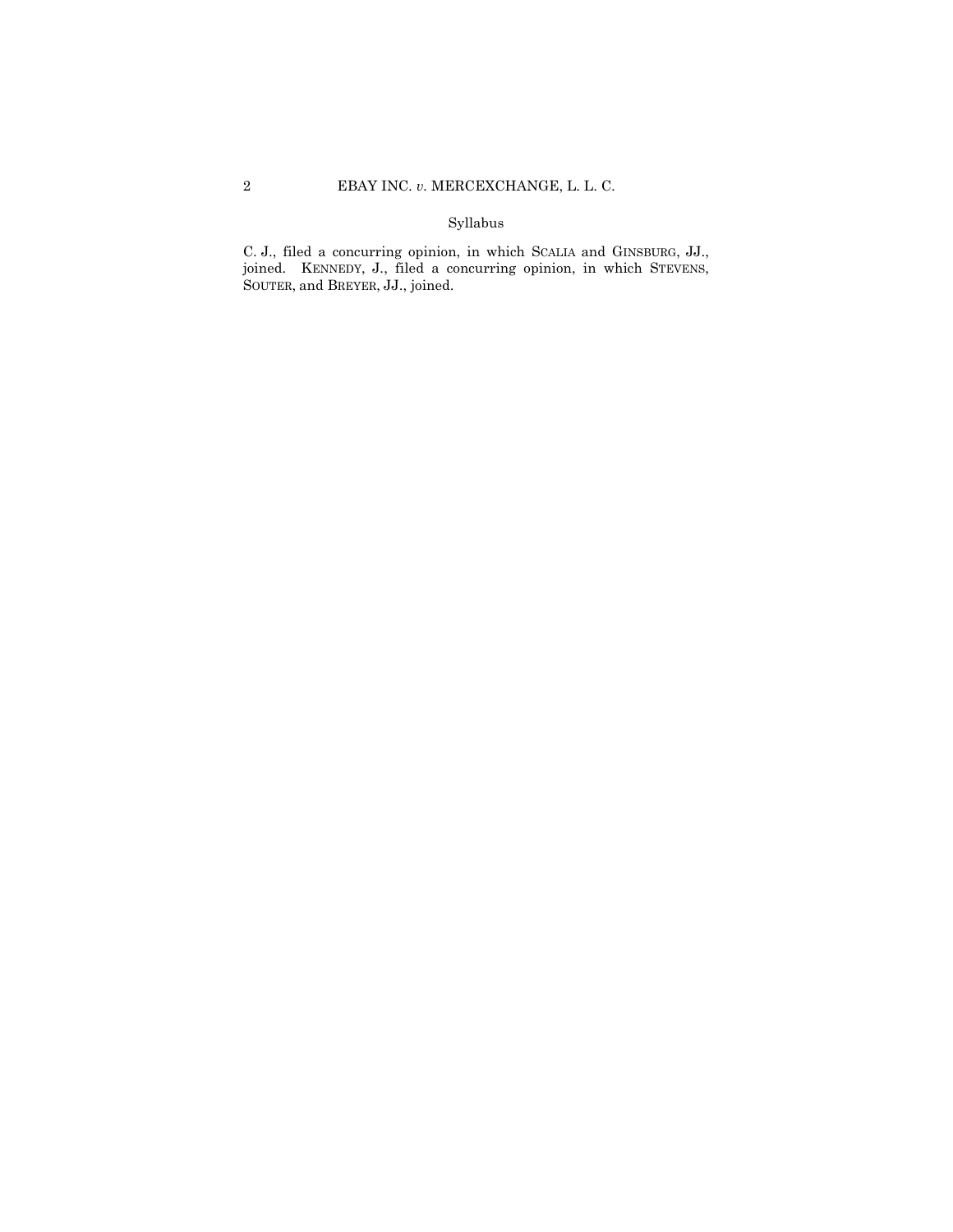C. J., filed a concurring opinion, in which SCALIA and GINSBURG, JJ., joined. KENNEDY, J., filed a concurring opinion, in which STEVENS, SOUTER, and BREYER, JJ., joined.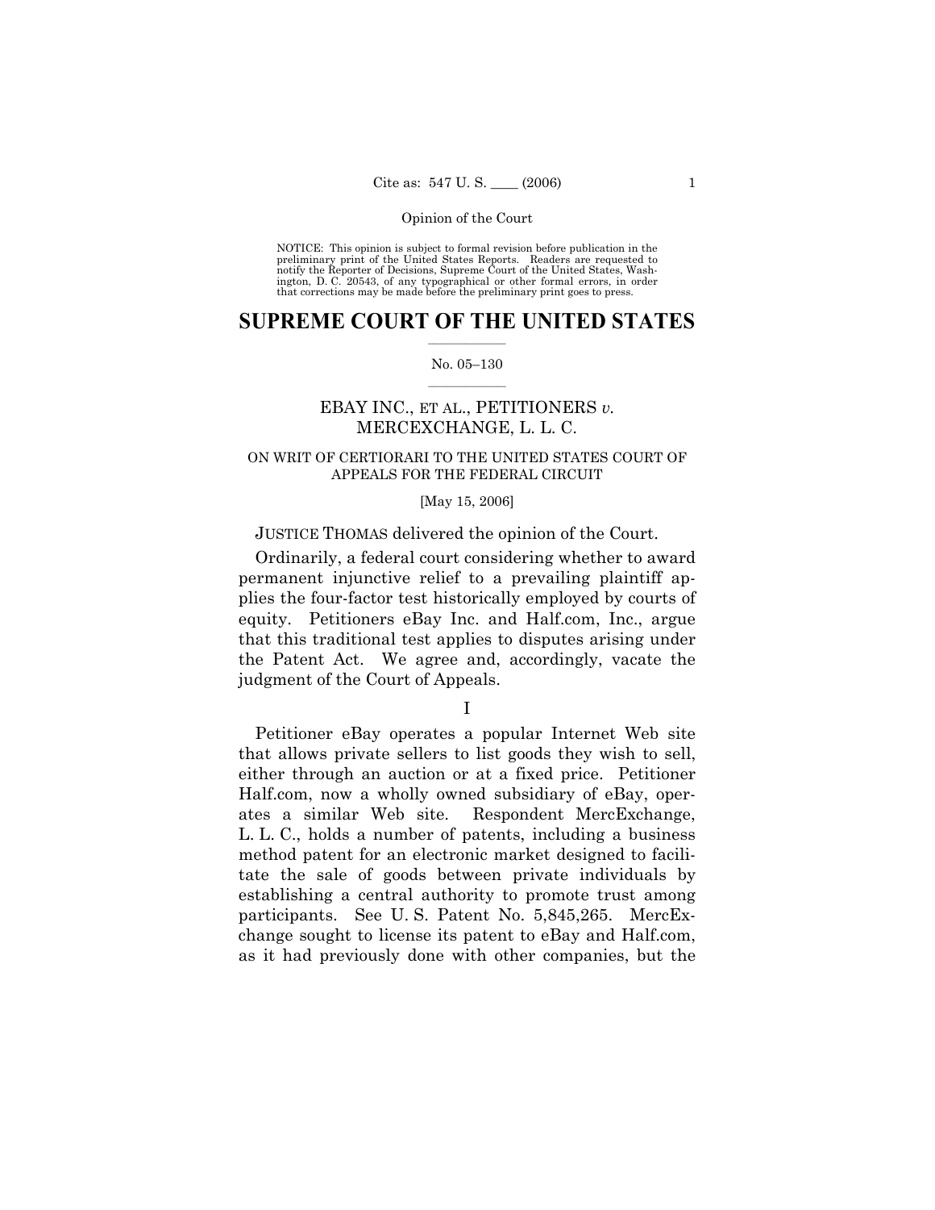NOTICE: This opinion is subject to formal revision before publication in the preliminary print of the United States Reports. Readers are requested to notify the Reporter of Decisions, Supreme Court of the United States, Washington, D. C. 20543, of any typographical or other formal errors, in order that corrections may be made before the preliminary print goes to press.

# SUPREME COURT OF THE UNITED STATES

No. 05–130

EBAY INC., ET AL., PETITIONERS *v.* MERCEXCHANGE, L. L. C.

ON WRIT OF CERTIORARI TO THE UNITED STATES COURT OF APPEALS FOR THE FEDERAL CIRCUIT

[May 15, 2006]

JUSTICE THOMAS delivered the opinion of the Court.

Ordinarily, a federal court considering whether to award permanent injunctive relief to a prevailing plaintiff applies the four-factor test historically employed by courts of equity. Petitioners eBay Inc. and Half.com, Inc., argue that this traditional test applies to disputes arising under the Patent Act. We agree and, accordingly, vacate the judgment of the Court of Appeals.

## I

Petitioner eBay operates a popular Internet Web site that allows private sellers to list goods they wish to sell, either through an auction or at a fixed price. Petitioner Half.com, now a wholly owned subsidiary of eBay, operates a similar Web site. Respondent MercExchange, L. L. C., holds a number of patents, including a business method patent for an electronic market designed to facilitate the sale of goods between private individuals by establishing a central authority to promote trust among participants. See U. S. Patent No. 5,845,265. MercExchange sought to license its patent to eBay and Half.com, as it had previously done with other companies, but the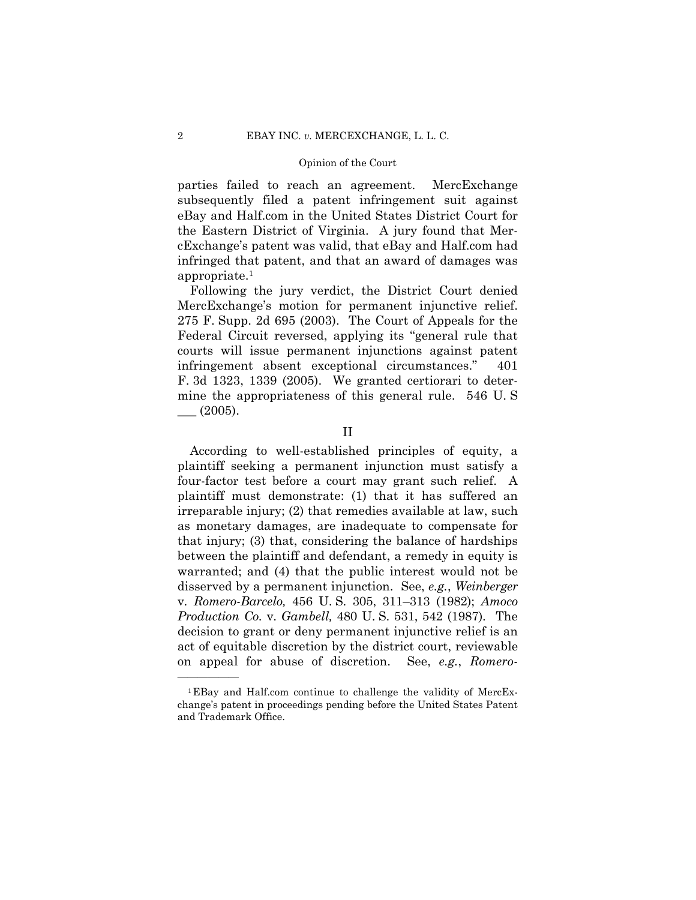parties failed to reach an agreement. MercExchange subsequently filed a patent infringement suit against eBay and Half.com in the United States District Court for the Eastern District of Virginia. A jury found that MercExchange's patent was valid, that eBay and Half.com had infringed that patent, and that an award of damages was appropriate.[1]

Following the jury verdict, the District Court denied MercExchange's motion for permanent injunctive relief. 275 F. Supp. 2d 695 (2003). The Court of Appeals for the Federal Circuit reversed, applying its "general rule that courts will issue permanent injunctions against patent infringement absent exceptional circumstances." 401 F. 3d 1323, 1339 (2005). We granted certiorari to determine the appropriateness of this general rule. 546 U. S ___ (2005).

## II

According to well-established principles of equity, a plaintiff seeking a permanent injunction must satisfy a four-factor test before a court may grant such relief. A plaintiff must demonstrate: (1) that it has suffered an irreparable injury; (2) that remedies available at law, such as monetary damages, are inadequate to compensate for that injury; (3) that, considering the balance of hardships between the plaintiff and defendant, a remedy in equity is warranted; and (4) that the public interest would not be disserved by a permanent injunction. See, *e.g.*, *Weinberger* v. *Romero-Barcelo,* 456 U. S. 305, 311–313 (1982); *Amoco Production Co.* v. *Gambell,* 480 U. S. 531, 542 (1987). The decision to grant or deny permanent injunctive relief is an act of equitable discretion by the district court, reviewable on appeal for abuse of discretion. See, *e.g.*, *Romero-*

---

[1] EBay and Half.com continue to challenge the validity of MercExchange's patent in proceedings pending before the United States Patent and Trademark Office.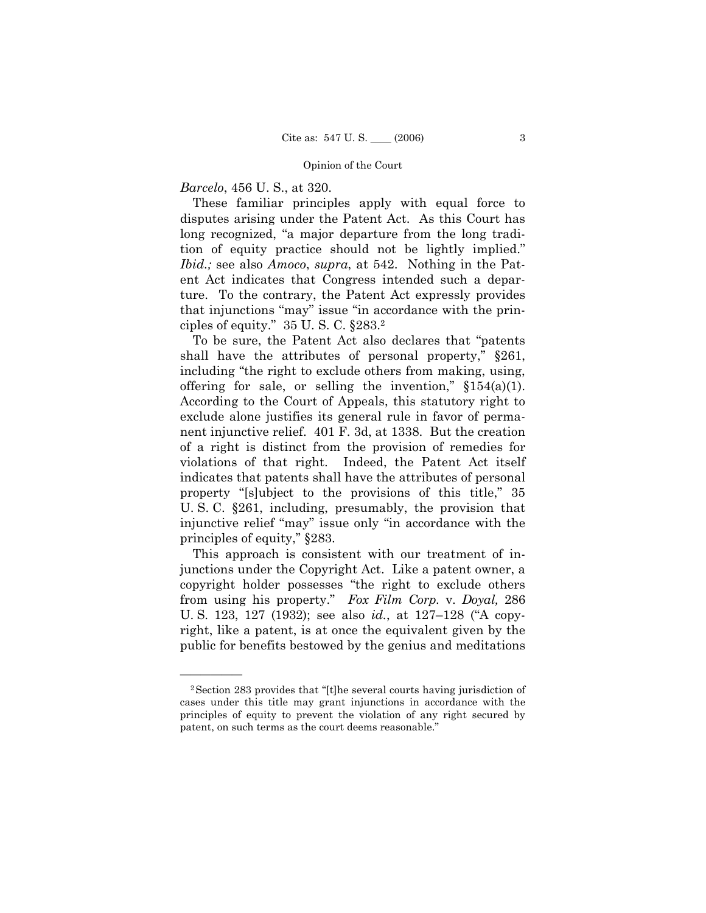*Barcelo*, 456 U. S., at 320.

These familiar principles apply with equal force to disputes arising under the Patent Act. As this Court has long recognized, "a major departure from the long tradition of equity practice should not be lightly implied." *Ibid.;* see also *Amoco*, *supra*, at 542. Nothing in the Patent Act indicates that Congress intended such a departure. To the contrary, the Patent Act expressly provides that injunctions "may" issue "in accordance with the principles of equity." 35 U. S. C. §283.[2]

To be sure, the Patent Act also declares that "patents shall have the attributes of personal property," §261, including "the right to exclude others from making, using, offering for sale, or selling the invention," §154(a)(1). According to the Court of Appeals, this statutory right to exclude alone justifies its general rule in favor of permanent injunctive relief. 401 F. 3d, at 1338. But the creation of a right is distinct from the provision of remedies for violations of that right. Indeed, the Patent Act itself indicates that patents shall have the attributes of personal property "[s]ubject to the provisions of this title," 35 U. S. C. §261, including, presumably, the provision that injunctive relief "may" issue only "in accordance with the principles of equity," §283.

This approach is consistent with our treatment of injunctions under the Copyright Act. Like a patent owner, a copyright holder possesses "the right to exclude others from using his property." *Fox Film Corp.* v. *Doyal,* 286 U. S. 123, 127 (1932); see also *id.*, at 127–128 ("A copyright, like a patent, is at once the equivalent given by the public for benefits bestowed by the genius and meditations

---

[2] Section 283 provides that "[t]he several courts having jurisdiction of cases under this title may grant injunctions in accordance with the principles of equity to prevent the violation of any right secured by patent, on such terms as the court deems reasonable."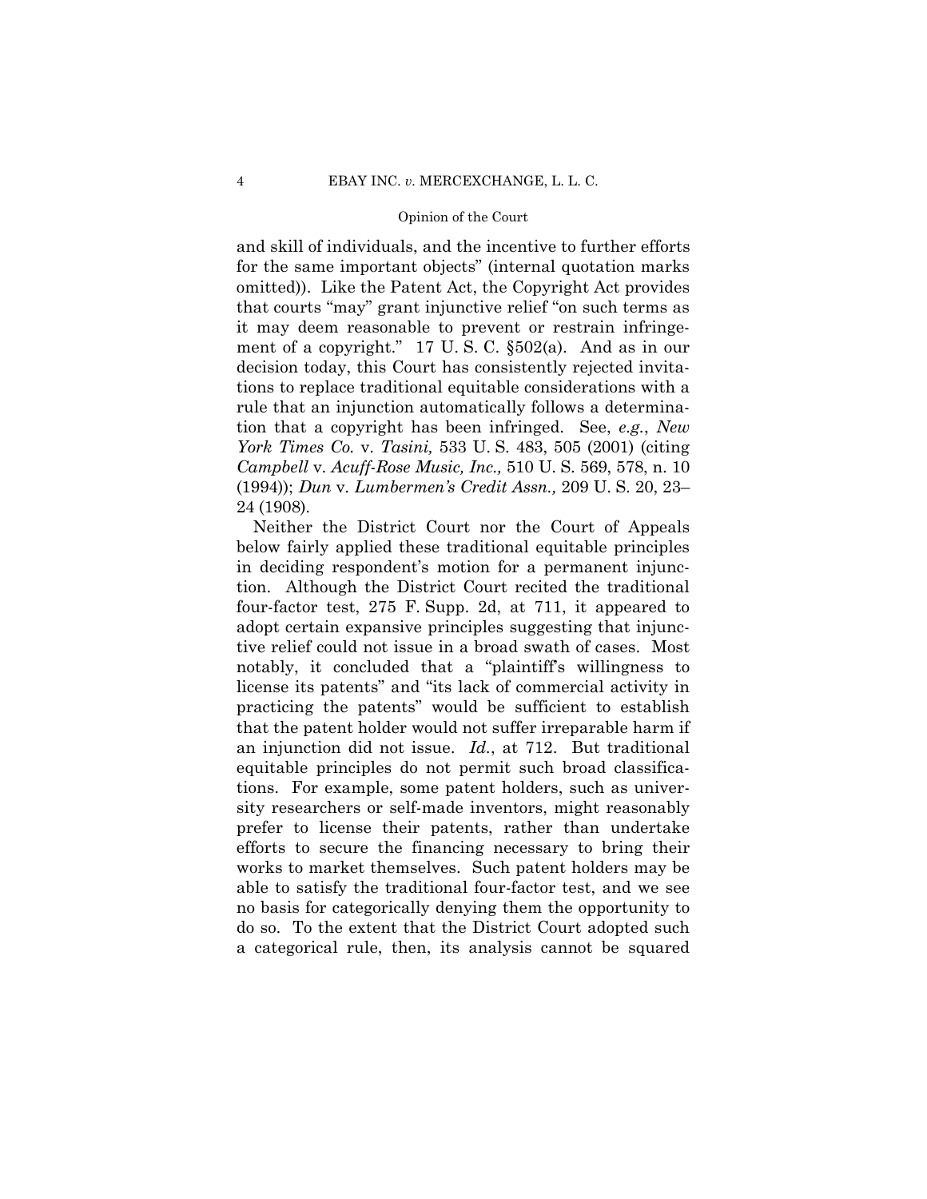and skill of individuals, and the incentive to further efforts for the same important objects" (internal quotation marks omitted)). Like the Patent Act, the Copyright Act provides that courts "may" grant injunctive relief "on such terms as it may deem reasonable to prevent or restrain infringement of a copyright." 17 U. S. C. §502(a). And as in our decision today, this Court has consistently rejected invitations to replace traditional equitable considerations with a rule that an injunction automatically follows a determination that a copyright has been infringed. See, *e.g.*, *New York Times Co.* v. *Tasini,* 533 U. S. 483, 505 (2001) (citing *Campbell* v. *Acuff-Rose Music, Inc.,* 510 U. S. 569, 578, n. 10 (1994)); *Dun* v. *Lumbermen's Credit Assn.,* 209 U. S. 20, 23–24 (1908).

Neither the District Court nor the Court of Appeals below fairly applied these traditional equitable principles in deciding respondent's motion for a permanent injunction. Although the District Court recited the traditional four-factor test, 275 F. Supp. 2d, at 711, it appeared to adopt certain expansive principles suggesting that injunctive relief could not issue in a broad swath of cases. Most notably, it concluded that a "plaintiff's willingness to license its patents" and "its lack of commercial activity in practicing the patents" would be sufficient to establish that the patent holder would not suffer irreparable harm if an injunction did not issue. *Id.*, at 712. But traditional equitable principles do not permit such broad classifications. For example, some patent holders, such as university researchers or self-made inventors, might reasonably prefer to license their patents, rather than undertake efforts to secure the financing necessary to bring their works to market themselves. Such patent holders may be able to satisfy the traditional four-factor test, and we see no basis for categorically denying them the opportunity to do so. To the extent that the District Court adopted such a categorical rule, then, its analysis cannot be squared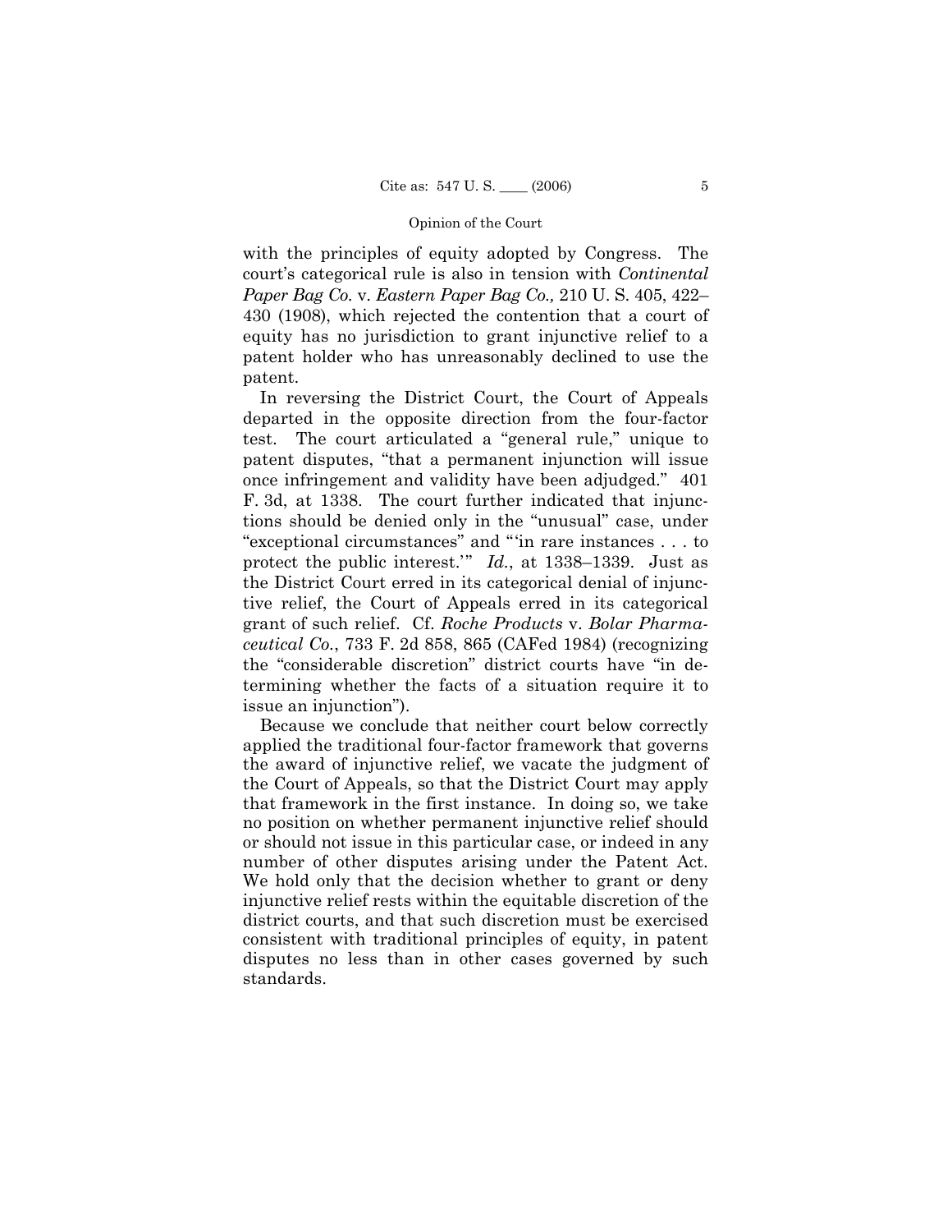with the principles of equity adopted by Congress. The court's categorical rule is also in tension with *Continental Paper Bag Co.* v. *Eastern Paper Bag Co.,* 210 U. S. 405, 422–430 (1908), which rejected the contention that a court of equity has no jurisdiction to grant injunctive relief to a patent holder who has unreasonably declined to use the patent.

In reversing the District Court, the Court of Appeals departed in the opposite direction from the four-factor test. The court articulated a "general rule," unique to patent disputes, "that a permanent injunction will issue once infringement and validity have been adjudged." 401 F. 3d, at 1338. The court further indicated that injunctions should be denied only in the "unusual" case, under "exceptional circumstances" and "'in rare instances . . . to protect the public interest.'" *Id.*, at 1338–1339. Just as the District Court erred in its categorical denial of injunctive relief, the Court of Appeals erred in its categorical grant of such relief. Cf. *Roche Products* v. *Bolar Pharmaceutical Co.*, 733 F. 2d 858, 865 (CAFed 1984) (recognizing the "considerable discretion" district courts have "in determining whether the facts of a situation require it to issue an injunction").

Because we conclude that neither court below correctly applied the traditional four-factor framework that governs the award of injunctive relief, we vacate the judgment of the Court of Appeals, so that the District Court may apply that framework in the first instance. In doing so, we take no position on whether permanent injunctive relief should or should not issue in this particular case, or indeed in any number of other disputes arising under the Patent Act. We hold only that the decision whether to grant or deny injunctive relief rests within the equitable discretion of the district courts, and that such discretion must be exercised consistent with traditional principles of equity, in patent disputes no less than in other cases governed by such standards.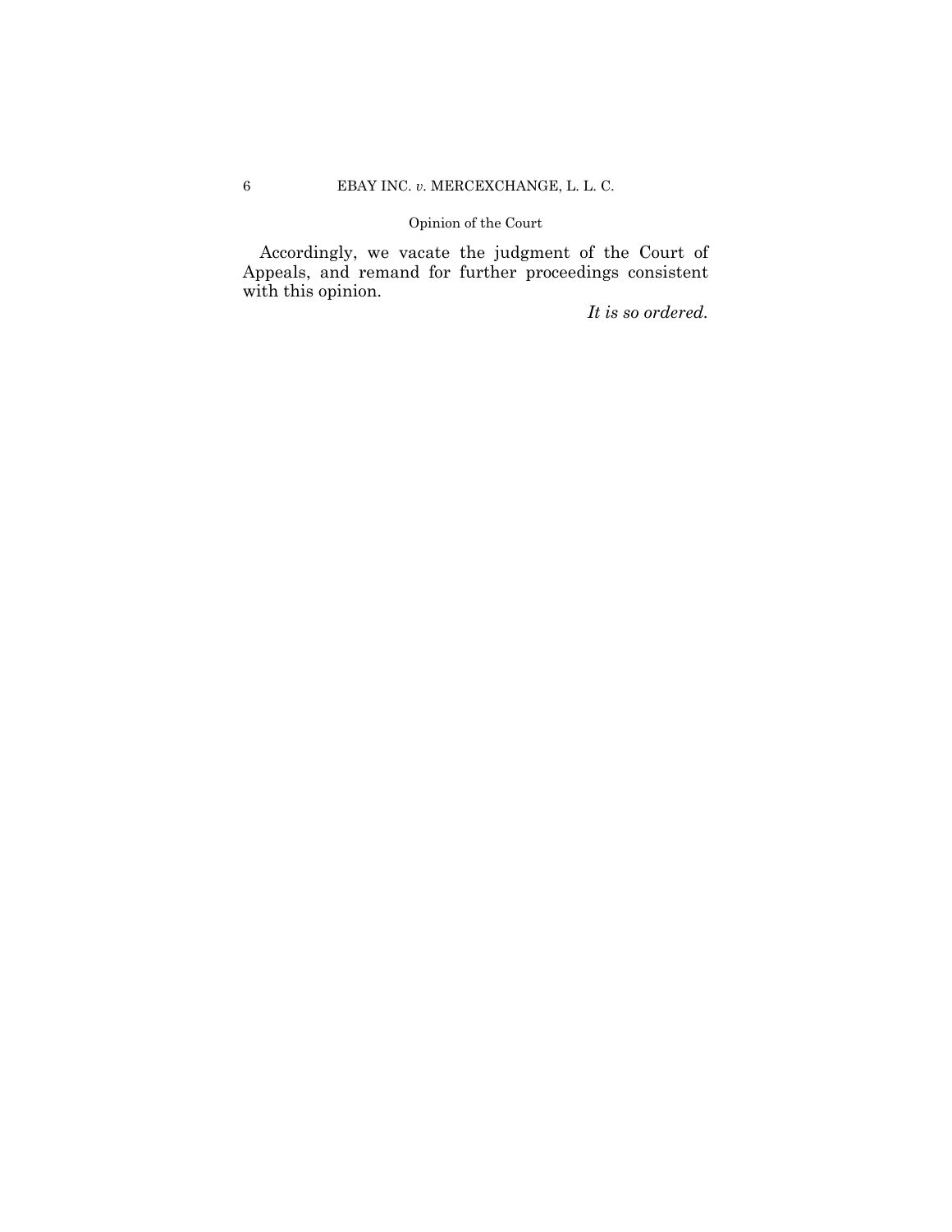Accordingly, we vacate the judgment of the Court of Appeals, and remand for further proceedings consistent with this opinion.

*It is so ordered.*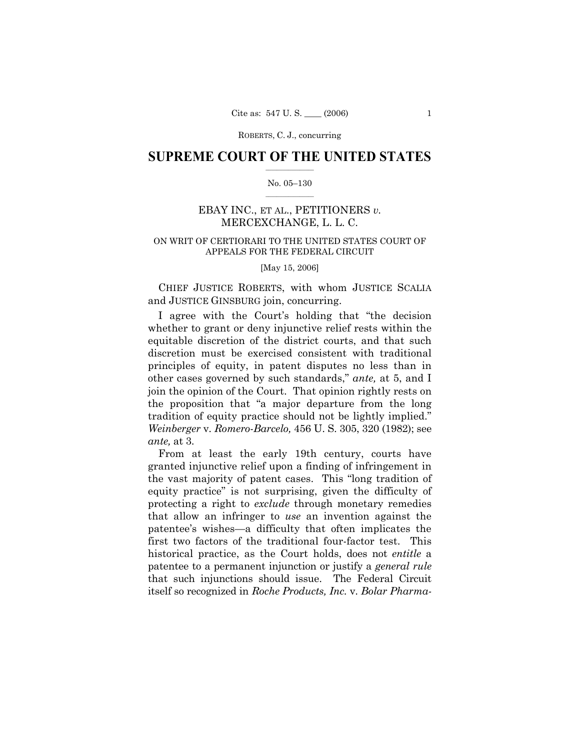ROBERTS, C. J., concurring

# SUPREME COURT OF THE UNITED STATES

No. 05–130

## EBAY INC., ET AL., PETITIONERS *v.* MERCEXCHANGE, L. L. C.

ON WRIT OF CERTIORARI TO THE UNITED STATES COURT OF APPEALS FOR THE FEDERAL CIRCUIT

[May 15, 2006]

CHIEF JUSTICE ROBERTS, with whom JUSTICE SCALIA and JUSTICE GINSBURG join, concurring.

I agree with the Court's holding that "the decision whether to grant or deny injunctive relief rests within the equitable discretion of the district courts, and that such discretion must be exercised consistent with traditional principles of equity, in patent disputes no less than in other cases governed by such standards," *ante,* at 5, and I join the opinion of the Court. That opinion rightly rests on the proposition that "a major departure from the long tradition of equity practice should not be lightly implied." *Weinberger* v. *Romero-Barcelo,* 456 U. S. 305, 320 (1982); see *ante,* at 3.

From at least the early 19th century, courts have granted injunctive relief upon a finding of infringement in the vast majority of patent cases. This "long tradition of equity practice" is not surprising, given the difficulty of protecting a right to *exclude* through monetary remedies that allow an infringer to *use* an invention against the patentee's wishes—a difficulty that often implicates the first two factors of the traditional four-factor test. This historical practice, as the Court holds, does not *entitle* a patentee to a permanent injunction or justify a *general rule* that such injunctions should issue. The Federal Circuit itself so recognized in *Roche Products, Inc.* v. *Bolar Pharma-*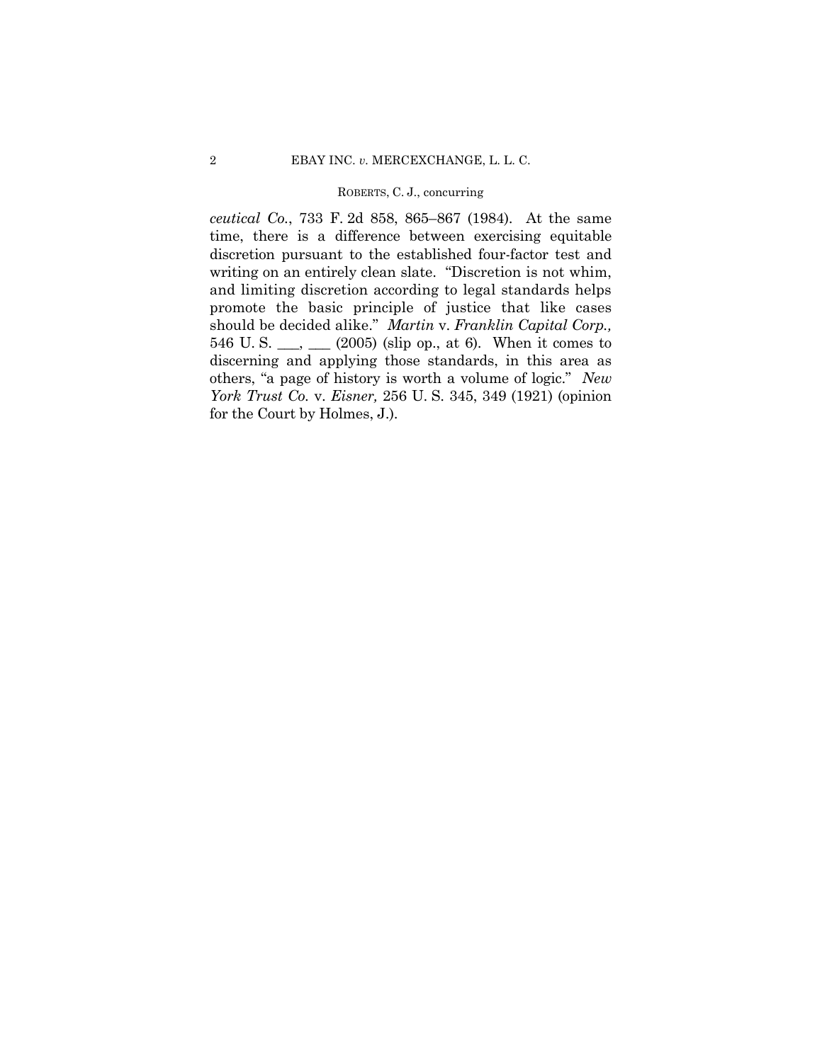*ceutical Co.*, 733 F. 2d 858, 865–867 (1984). At the same time, there is a difference between exercising equitable discretion pursuant to the established four-factor test and writing on an entirely clean slate. "Discretion is not whim, and limiting discretion according to legal standards helps promote the basic principle of justice that like cases should be decided alike." *Martin* v. *Franklin Capital Corp.,* 546 U. S. ___, ___ (2005) (slip op., at 6). When it comes to discerning and applying those standards, in this area as others, "a page of history is worth a volume of logic." *New York Trust Co.* v. *Eisner,* 256 U. S. 345, 349 (1921) (opinion for the Court by Holmes, J.).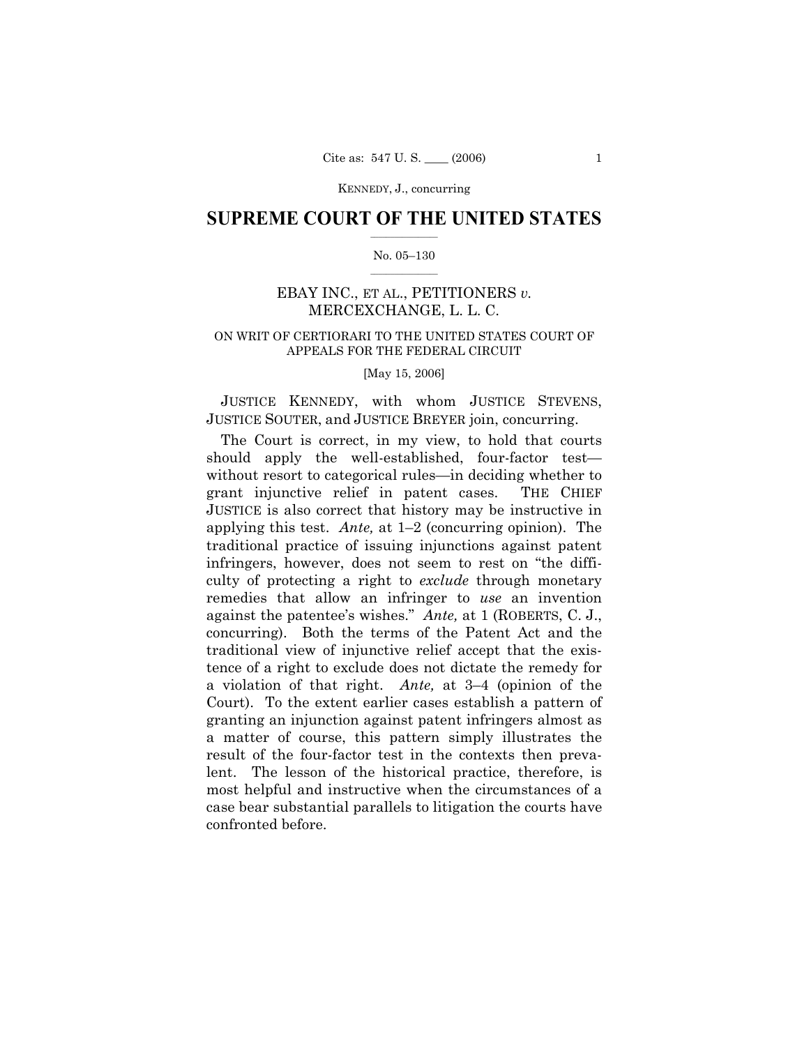## SUPREME COURT OF THE UNITED STATES

No. 05–130

EBAY INC., ET AL., PETITIONERS *v.* MERCEXCHANGE, L. L. C.

ON WRIT OF CERTIORARI TO THE UNITED STATES COURT OF APPEALS FOR THE FEDERAL CIRCUIT

[May 15, 2006]

JUSTICE KENNEDY, with whom JUSTICE STEVENS, JUSTICE SOUTER, and JUSTICE BREYER join, concurring.

The Court is correct, in my view, to hold that courts should apply the well-established, four-factor test—without resort to categorical rules—in deciding whether to grant injunctive relief in patent cases. THE CHIEF JUSTICE is also correct that history may be instructive in applying this test. *Ante,* at 1–2 (concurring opinion). The traditional practice of issuing injunctions against patent infringers, however, does not seem to rest on "the difficulty of protecting a right to *exclude* through monetary remedies that allow an infringer to *use* an invention against the patentee's wishes." *Ante,* at 1 (ROBERTS, C. J., concurring). Both the terms of the Patent Act and the traditional view of injunctive relief accept that the existence of a right to exclude does not dictate the remedy for a violation of that right. *Ante,* at 3–4 (opinion of the Court). To the extent earlier cases establish a pattern of granting an injunction against patent infringers almost as a matter of course, this pattern simply illustrates the result of the four-factor test in the contexts then prevalent. The lesson of the historical practice, therefore, is most helpful and instructive when the circumstances of a case bear substantial parallels to litigation the courts have confronted before.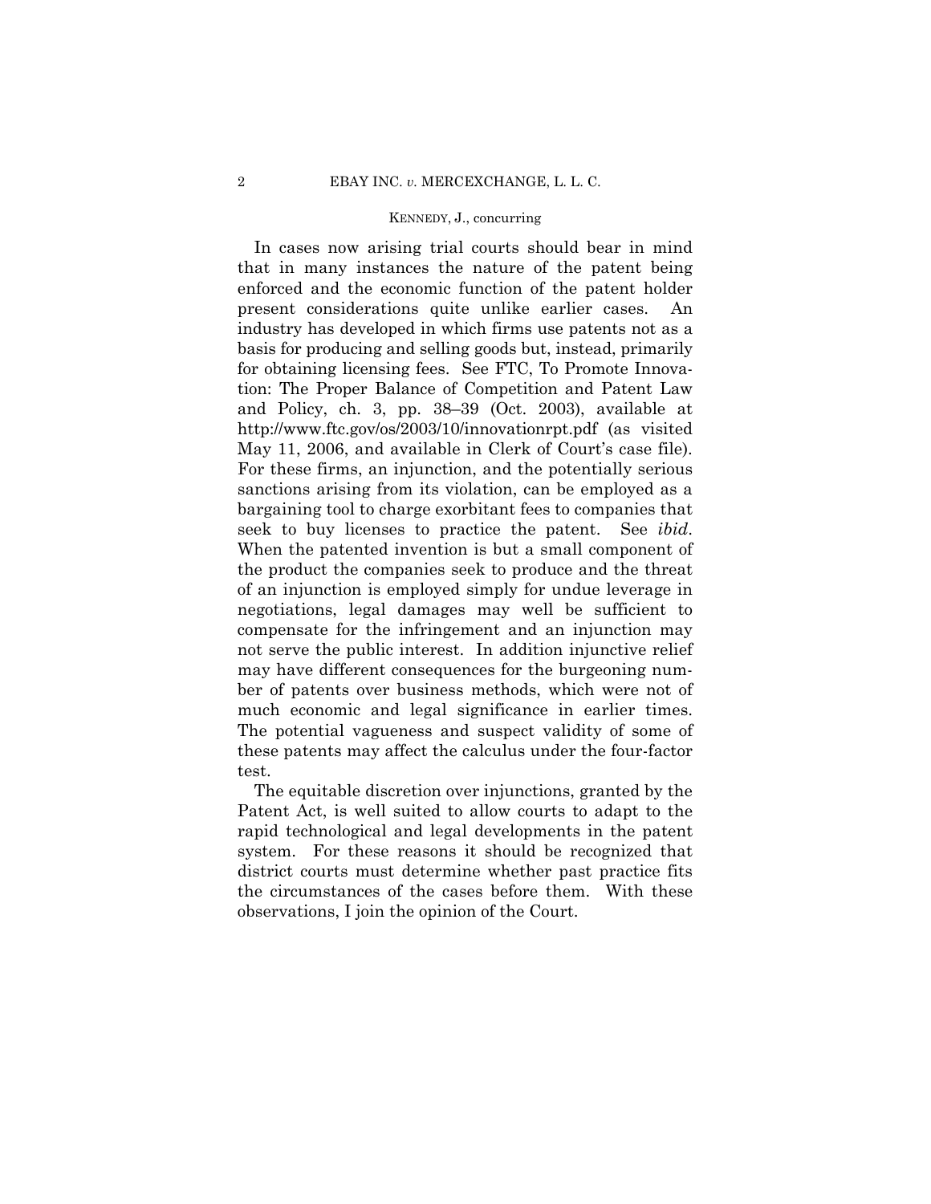In cases now arising trial courts should bear in mind that in many instances the nature of the patent being enforced and the economic function of the patent holder present considerations quite unlike earlier cases. An industry has developed in which firms use patents not as a basis for producing and selling goods but, instead, primarily for obtaining licensing fees. See FTC, To Promote Innovation: The Proper Balance of Competition and Patent Law and Policy, ch. 3, pp. 38–39 (Oct. 2003), available at http://www.ftc.gov/os/2003/10/innovationrpt.pdf (as visited May 11, 2006, and available in Clerk of Court's case file). For these firms, an injunction, and the potentially serious sanctions arising from its violation, can be employed as a bargaining tool to charge exorbitant fees to companies that seek to buy licenses to practice the patent. See *ibid*. When the patented invention is but a small component of the product the companies seek to produce and the threat of an injunction is employed simply for undue leverage in negotiations, legal damages may well be sufficient to compensate for the infringement and an injunction may not serve the public interest. In addition injunctive relief may have different consequences for the burgeoning number of patents over business methods, which were not of much economic and legal significance in earlier times. The potential vagueness and suspect validity of some of these patents may affect the calculus under the four-factor test.

The equitable discretion over injunctions, granted by the Patent Act, is well suited to allow courts to adapt to the rapid technological and legal developments in the patent system. For these reasons it should be recognized that district courts must determine whether past practice fits the circumstances of the cases before them. With these observations, I join the opinion of the Court.